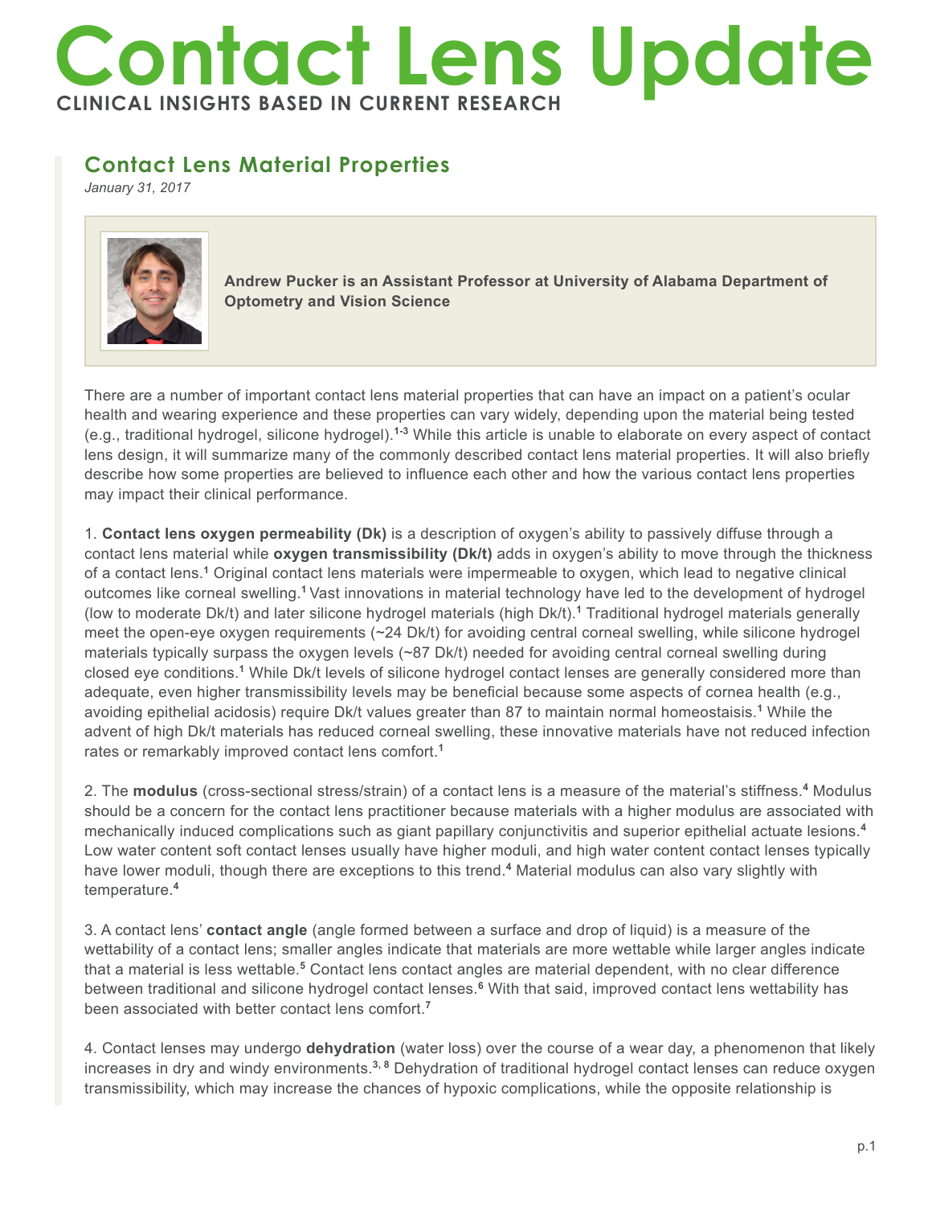# Contact Lens Update

**CLINICAL INSIGHTS BASED IN CURRENT RESEARCH**

## Contact Lens Material Properties

*January 31, 2017*

**Andrew Pucker is an Assistant Professor at University of Alabama Department of Optometry and Vision Science**

There are a number of important contact lens material properties that can have an impact on a patient's ocular health and wearing experience and these properties can vary widely, depending upon the material being tested (e.g., traditional hydrogel, silicone hydrogel).[1-3] While this article is unable to elaborate on every aspect of contact lens design, it will summarize many of the commonly described contact lens material properties. It will also briefly describe how some properties are believed to influence each other and how the various contact lens properties may impact their clinical performance.

1. **Contact lens oxygen permeability (Dk)** is a description of oxygen's ability to passively diffuse through a contact lens material while **oxygen transmissibility (Dk/t)** adds in oxygen's ability to move through the thickness of a contact lens.[1] Original contact lens materials were impermeable to oxygen, which lead to negative clinical outcomes like corneal swelling.[1] Vast innovations in material technology have led to the development of hydrogel (low to moderate Dk/t) and later silicone hydrogel materials (high Dk/t).[1] Traditional hydrogel materials generally meet the open-eye oxygen requirements (~24 Dk/t) for avoiding central corneal swelling, while silicone hydrogel materials typically surpass the oxygen levels (~87 Dk/t) needed for avoiding central corneal swelling during closed eye conditions.[1] While Dk/t levels of silicone hydrogel contact lenses are generally considered more than adequate, even higher transmissibility levels may be beneficial because some aspects of cornea health (e.g., avoiding epithelial acidosis) require Dk/t values greater than 87 to maintain normal homeostaisis.[1] While the advent of high Dk/t materials has reduced corneal swelling, these innovative materials have not reduced infection rates or remarkably improved contact lens comfort.[1]

2. The **modulus** (cross-sectional stress/strain) of a contact lens is a measure of the material's stiffness.[4] Modulus should be a concern for the contact lens practitioner because materials with a higher modulus are associated with mechanically induced complications such as giant papillary conjunctivitis and superior epithelial actuate lesions.[4] Low water content soft contact lenses usually have higher moduli, and high water content contact lenses typically have lower moduli, though there are exceptions to this trend.[4] Material modulus can also vary slightly with temperature.[4]

3. A contact lens' **contact angle** (angle formed between a surface and drop of liquid) is a measure of the wettability of a contact lens; smaller angles indicate that materials are more wettable while larger angles indicate that a material is less wettable.[5] Contact lens contact angles are material dependent, with no clear difference between traditional and silicone hydrogel contact lenses.[6] With that said, improved contact lens wettability has been associated with better contact lens comfort.[7]

4. Contact lenses may undergo **dehydration** (water loss) over the course of a wear day, a phenomenon that likely increases in dry and windy environments.[3, 8] Dehydration of traditional hydrogel contact lenses can reduce oxygen transmissibility, which may increase the chances of hypoxic complications, while the opposite relationship is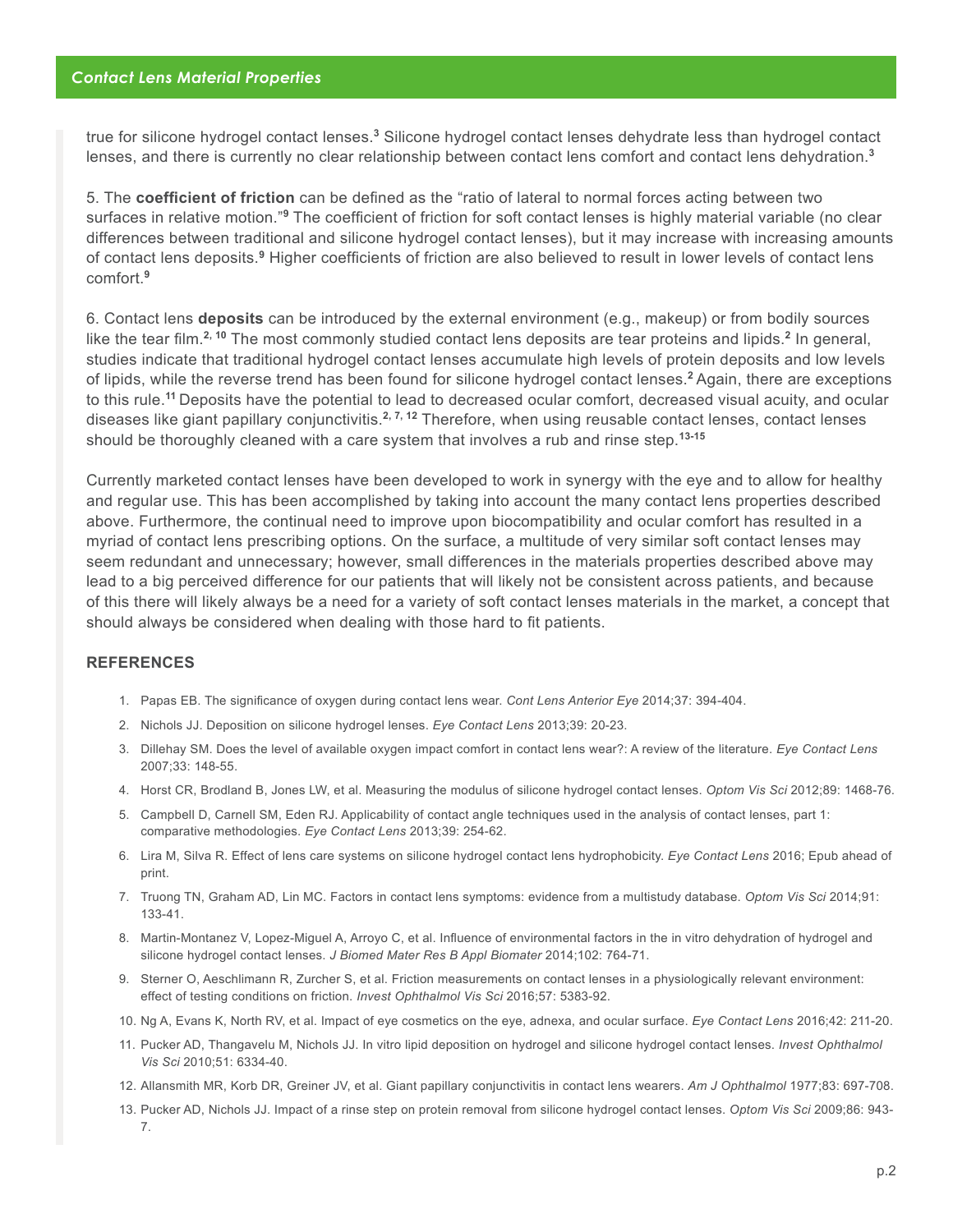true for silicone hydrogel contact lenses.[3] Silicone hydrogel contact lenses dehydrate less than hydrogel contact lenses, and there is currently no clear relationship between contact lens comfort and contact lens dehydration.[3]

5. The **coefficient of friction** can be defined as the "ratio of lateral to normal forces acting between two surfaces in relative motion."[9] The coefficient of friction for soft contact lenses is highly material variable (no clear differences between traditional and silicone hydrogel contact lenses), but it may increase with increasing amounts of contact lens deposits.[9] Higher coefficients of friction are also believed to result in lower levels of contact lens comfort.[9]

6. Contact lens **deposits** can be introduced by the external environment (e.g., makeup) or from bodily sources like the tear film.[2, 10] The most commonly studied contact lens deposits are tear proteins and lipids.[2] In general, studies indicate that traditional hydrogel contact lenses accumulate high levels of protein deposits and low levels of lipids, while the reverse trend has been found for silicone hydrogel contact lenses.[2] Again, there are exceptions to this rule.[11] Deposits have the potential to lead to decreased ocular comfort, decreased visual acuity, and ocular diseases like giant papillary conjunctivitis.[2, 7, 12] Therefore, when using reusable contact lenses, contact lenses should be thoroughly cleaned with a care system that involves a rub and rinse step.[13-15]

Currently marketed contact lenses have been developed to work in synergy with the eye and to allow for healthy and regular use. This has been accomplished by taking into account the many contact lens properties described above. Furthermore, the continual need to improve upon biocompatibility and ocular comfort has resulted in a myriad of contact lens prescribing options. On the surface, a multitude of very similar soft contact lenses may seem redundant and unnecessary; however, small differences in the materials properties described above may lead to a big perceived difference for our patients that will likely not be consistent across patients, and because of this there will likely always be a need for a variety of soft contact lenses materials in the market, a concept that should always be considered when dealing with those hard to fit patients.

## REFERENCES

1. Papas EB. The significance of oxygen during contact lens wear. *Cont Lens Anterior Eye* 2014;37: 394-404.
2. Nichols JJ. Deposition on silicone hydrogel lenses. *Eye Contact Lens* 2013;39: 20-23.
3. Dillehay SM. Does the level of available oxygen impact comfort in contact lens wear?: A review of the literature. *Eye Contact Lens* 2007;33: 148-55.
4. Horst CR, Brodland B, Jones LW, et al. Measuring the modulus of silicone hydrogel contact lenses. *Optom Vis Sci* 2012;89: 1468-76.
5. Campbell D, Carnell SM, Eden RJ. Applicability of contact angle techniques used in the analysis of contact lenses, part 1: comparative methodologies. *Eye Contact Lens* 2013;39: 254-62.
6. Lira M, Silva R. Effect of lens care systems on silicone hydrogel contact lens hydrophobicity. *Eye Contact Lens* 2016; Epub ahead of print.
7. Truong TN, Graham AD, Lin MC. Factors in contact lens symptoms: evidence from a multistudy database. *Optom Vis Sci* 2014;91: 133-41.
8. Martin-Montanez V, Lopez-Miguel A, Arroyo C, et al. Influence of environmental factors in the in vitro dehydration of hydrogel and silicone hydrogel contact lenses. *J Biomed Mater Res B Appl Biomater* 2014;102: 764-71.
9. Sterner O, Aeschlimann R, Zurcher S, et al. Friction measurements on contact lenses in a physiologically relevant environment: effect of testing conditions on friction. *Invest Ophthalmol Vis Sci* 2016;57: 5383-92.
10. Ng A, Evans K, North RV, et al. Impact of eye cosmetics on the eye, adnexa, and ocular surface. *Eye Contact Lens* 2016;42: 211-20.
11. Pucker AD, Thangavelu M, Nichols JJ. In vitro lipid deposition on hydrogel and silicone hydrogel contact lenses. *Invest Ophthalmol Vis Sci* 2010;51: 6334-40.
12. Allansmith MR, Korb DR, Greiner JV, et al. Giant papillary conjunctivitis in contact lens wearers. *Am J Ophthalmol* 1977;83: 697-708.
13. Pucker AD, Nichols JJ. Impact of a rinse step on protein removal from silicone hydrogel contact lenses. *Optom Vis Sci* 2009;86: 943-7.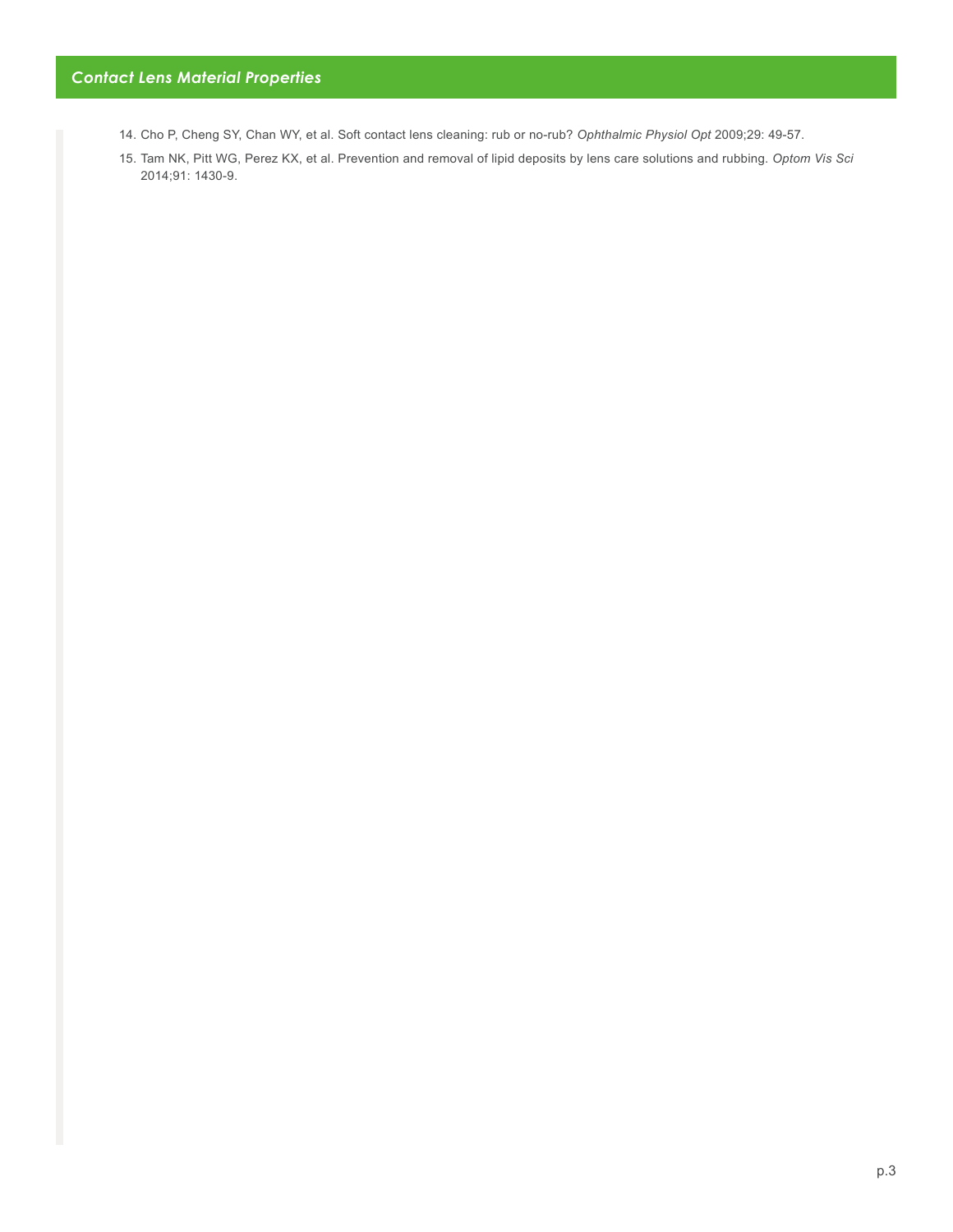14. Cho P, Cheng SY, Chan WY, et al. Soft contact lens cleaning: rub or no-rub? *Ophthalmic Physiol Opt* 2009;29: 49-57.
15. Tam NK, Pitt WG, Perez KX, et al. Prevention and removal of lipid deposits by lens care solutions and rubbing. *Optom Vis Sci* 2014;91: 1430-9.